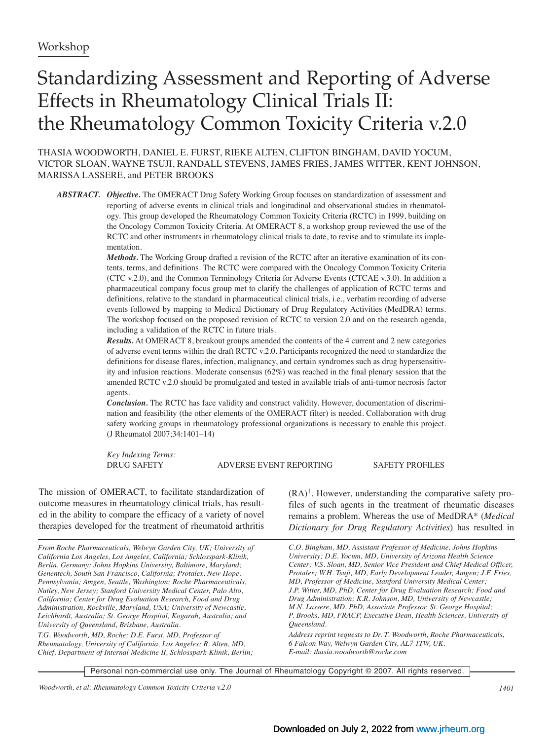Workshop

# Standardizing Assessment and Reporting of Adverse Effects in Rheumatology Clinical Trials II: the Rheumatology Common Toxicity Criteria v.2.0

THASIA WOODWORTH, DANIEL E. FURST, RIEKE ALTEN, CLIFTON BINGHAM, DAVID YOCUM, VICTOR SLOAN, WAYNE TSUJI, RANDALL STEVENS, JAMES FRIES, JAMES WITTER, KENT JOHNSON, MARISSA LASSERE, and PETER BROOKS

***ABSTRACT.*** ***Objective.*** The OMERACT Drug Safety Working Group focuses on standardization of assessment and reporting of adverse events in clinical trials and longitudinal and observational studies in rheumatology. This group developed the Rheumatology Common Toxicity Criteria (RCTC) in 1999, building on the Oncology Common Toxicity Criteria. At OMERACT 8, a workshop group reviewed the use of the RCTC and other instruments in rheumatology clinical trials to date, to revise and to stimulate its implementation.

***Methods.*** The Working Group drafted a revision of the RCTC after an iterative examination of its contents, terms, and definitions. The RCTC were compared with the Oncology Common Toxicity Criteria (CTC v.2.0), and the Common Terminology Criteria for Adverse Events (CTCAE v.3.0). In addition a pharmaceutical company focus group met to clarify the challenges of application of RCTC terms and definitions, relative to the standard in pharmaceutical clinical trials, i.e., verbatim recording of adverse events followed by mapping to Medical Dictionary of Drug Regulatory Activities (MedDRA) terms. The workshop focused on the proposed revision of RCTC to version 2.0 and on the research agenda, including a validation of the RCTC in future trials.

***Results.*** At OMERACT 8, breakout groups amended the contents of the 4 current and 2 new categories of adverse event terms within the draft RCTC v.2.0. Participants recognized the need to standardize the definitions for disease flares, infection, malignancy, and certain syndromes such as drug hypersensitivity and infusion reactions. Moderate consensus (62%) was reached in the final plenary session that the amended RCTC v.2.0 should be promulgated and tested in available trials of anti-tumor necrosis factor agents.

***Conclusion.*** The RCTC has face validity and construct validity. However, documentation of discrimination and feasibility (the other elements of the OMERACT filter) is needed. Collaboration with drug safety working groups in rheumatology professional organizations is necessary to enable this project. (J Rheumatol 2007;34:1401–14)

*Key Indexing Terms:*
DRUG SAFETY  ADVERSE EVENT REPORTING  SAFETY PROFILES

The mission of OMERACT, to facilitate standardization of outcome measures in rheumatology clinical trials, has resulted in the ability to compare the efficacy of a variety of novel therapies developed for the treatment of rheumatoid arthritis (RA)[1]. However, understanding the comparative safety profiles of such agents in the treatment of rheumatic diseases remains a problem. Whereas the use of MedDRA* (*Medical Dictionary for Drug Regulatory Activities*) has resulted in

*From Roche Pharmaceuticals, Welwyn Garden City, UK; University of California Los Angeles, Los Angeles, California; Schlosspark-Klinik, Berlin, Germany; Johns Hopkins University, Baltimore, Maryland; Genentech, South San Francisco, California; Protalex, New Hope, Pennsylvania; Amgen, Seattle, Washington; Roche Pharmaceuticals, Nutley, New Jersey; Stanford University Medical Center, Palo Alto, California; Center for Drug Evaluation Research, Food and Drug Administration, Rockville, Maryland, USA; University of Newcastle, Leichhardt, Australia; St. George Hospital, Kogarah, Australia; and University of Queensland, Brisbane, Australia.*

*T.G. Woodworth, MD, Roche; D.E. Furst, MD, Professor of Rheumatology, University of California, Los Angeles; R. Alten, MD, Chief, Department of Internal Medicine II, Schlosspark-Klinik, Berlin; C.O. Bingham, MD, Assistant Professor of Medicine, Johns Hopkins University; D.E. Yocum, MD, University of Arizona Health Science Center; V.S. Sloan, MD, Senior Vice President and Chief Medical Officer, Protalex; W.H. Tsuji, MD, Early Development Leader, Amgen; J.F. Fries, MD, Professor of Medicine, Stanford University Medical Center; J.P. Witter, MD, PhD, Center for Drug Evaluation Research: Food and Drug Administration; K.R. Johnson, MD, University of Newcastle; M.N. Lassere, MD, PhD, Associate Professor, St. George Hospital; P. Brooks, MD, FRACP, Executive Dean, Health Sciences, University of Queensland.*

*Address reprint requests to Dr. T. Woodworth, Roche Pharmaceuticals, 6 Falcon Way, Welwyn Garden City, AL7 1TW, UK. E-mail: thasia.woodworth@roche.com*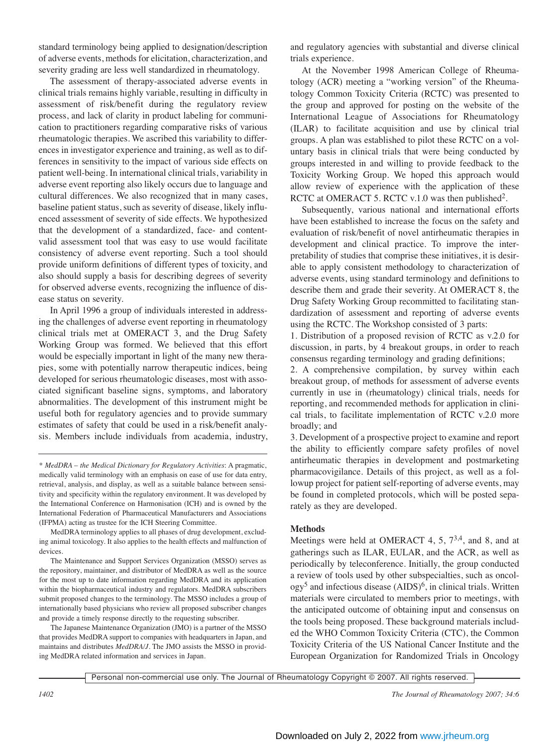standard terminology being applied to designation/description of adverse events, methods for elicitation, characterization, and severity grading are less well standardized in rheumatology.

The assessment of therapy-associated adverse events in clinical trials remains highly variable, resulting in difficulty in assessment of risk/benefit during the regulatory review process, and lack of clarity in product labeling for communication to practitioners regarding comparative risks of various rheumatologic therapies. We ascribed this variability to differences in investigator experience and training, as well as to differences in sensitivity to the impact of various side effects on patient well-being. In international clinical trials, variability in adverse event reporting also likely occurs due to language and cultural differences. We also recognized that in many cases, baseline patient status, such as severity of disease, likely influenced assessment of severity of side effects. We hypothesized that the development of a standardized, face- and content-valid assessment tool that was easy to use would facilitate consistency of adverse event reporting. Such a tool should provide uniform definitions of different types of toxicity, and also should supply a basis for describing degrees of severity for observed adverse events, recognizing the influence of disease status on severity.

In April 1996 a group of individuals interested in addressing the challenges of adverse event reporting in rheumatology clinical trials met at OMERACT 3, and the Drug Safety Working Group was formed. We believed that this effort would be especially important in light of the many new therapies, some with potentially narrow therapeutic indices, being developed for serious rheumatologic diseases, most with associated significant baseline signs, symptoms, and laboratory abnormalities. The development of this instrument might be useful both for regulatory agencies and to provide summary estimates of safety that could be used in a risk/benefit analysis. Members include individuals from academia, industry, and regulatory agencies with substantial and diverse clinical trials experience.

At the November 1998 American College of Rheumatology (ACR) meeting a "working version" of the Rheumatology Common Toxicity Criteria (RCTC) was presented to the group and approved for posting on the website of the International League of Associations for Rheumatology (ILAR) to facilitate acquisition and use by clinical trial groups. A plan was established to pilot these RCTC on a voluntary basis in clinical trials that were being conducted by groups interested in and willing to provide feedback to the Toxicity Working Group. We hoped this approach would allow review of experience with the application of these RCTC at OMERACT 5. RCTC v.1.0 was then published[2].

Subsequently, various national and international efforts have been established to increase the focus on the safety and evaluation of risk/benefit of novel antirheumatic therapies in development and clinical practice. To improve the interpretability of studies that comprise these initiatives, it is desirable to apply consistent methodology to characterization of adverse events, using standard terminology and definitions to describe them and grade their severity. At OMERACT 8, the Drug Safety Working Group recommitted to facilitating standardization of assessment and reporting of adverse events using the RCTC. The Workshop consisted of 3 parts:

1. Distribution of a proposed revision of RCTC as v.2.0 for discussion, in parts, by 4 breakout groups, in order to reach consensus regarding terminology and grading definitions;
2. A comprehensive compilation, by survey within each breakout group, of methods for assessment of adverse events currently in use in (rheumatology) clinical trials, needs for reporting, and recommended methods for application in clinical trials, to facilitate implementation of RCTC v.2.0 more broadly; and
3. Development of a prospective project to examine and report the ability to efficiently compare safety profiles of novel antirheumatic therapies in development and postmarketing pharmacovigilance. Details of this project, as well as a followup project for patient self-reporting of adverse events, may be found in completed protocols, which will be posted separately as they are developed.

## Methods

Meetings were held at OMERACT 4, 5, 7[3,4], and 8, and at gatherings such as ILAR, EULAR, and the ACR, as well as periodically by teleconference. Initially, the group conducted a review of tools used by other subspecialties, such as oncology[5] and infectious disease (AIDS)[6], in clinical trials. Written materials were circulated to members prior to meetings, with the anticipated outcome of obtaining input and consensus on the tools being proposed. These background materials included the WHO Common Toxicity Criteria (CTC), the Common Toxicity Criteria of the US National Cancer Institute and the European Organization for Randomized Trials in Oncology

---

\* *MedDRA – the Medical Dictionary for Regulatory Activities*: A pragmatic, medically valid terminology with an emphasis on ease of use for data entry, retrieval, analysis, and display, as well a suitable balance between sensitivity and specificity within the regulatory environment. It was developed by the International Conference on Harmonisation (ICH) and is owned by the International Federation of Pharmaceutical Manufacturers and Associations (IFPMA) acting as trustee for the ICH Steering Committee.

MedDRA terminology applies to all phases of drug development, excluding animal toxicology. It also applies to the health effects and malfunction of devices.

The Maintenance and Support Services Organization (MSSO) serves as the repository, maintainer, and distributor of MedDRA as well as the source for the most up to date information regarding MedDRA and its application within the biopharmaceutical industry and regulators. MedDRA subscribers submit proposed changes to the terminology. The MSSO includes a group of internationally based physicians who review all proposed subscriber changes and provide a timely response directly to the requesting subscriber.

The Japanese Maintenance Organization (JMO) is a partner of the MSSO that provides MedDRA support to companies with headquarters in Japan, and maintains and distributes *MedDRA/J*. The JMO assists the MSSO in providing MedDRA related information and services in Japan.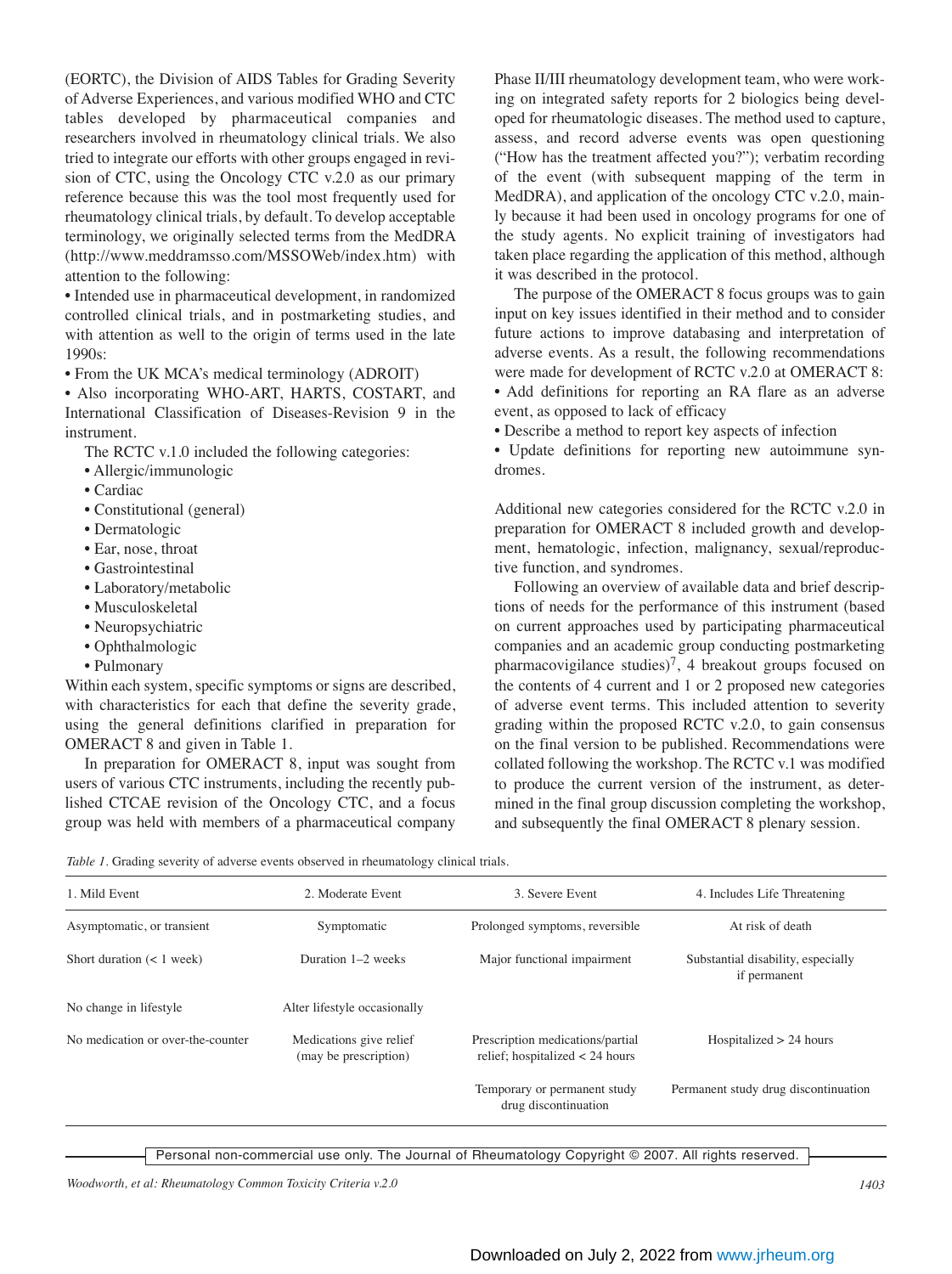(EORTC), the Division of AIDS Tables for Grading Severity of Adverse Experiences, and various modified WHO and CTC tables developed by pharmaceutical companies and researchers involved in rheumatology clinical trials. We also tried to integrate our efforts with other groups engaged in revision of CTC, using the Oncology CTC v.2.0 as our primary reference because this was the tool most frequently used for rheumatology clinical trials, by default. To develop acceptable terminology, we originally selected terms from the MedDRA (http://www.meddramsso.com/MSSOWeb/index.htm) with attention to the following:

- Intended use in pharmaceutical development, in randomized controlled clinical trials, and in postmarketing studies, and with attention as well to the origin of terms used in the late 1990s:
- From the UK MCA's medical terminology (ADROIT)
- Also incorporating WHO-ART, HARTS, COSTART, and International Classification of Diseases-Revision 9 in the instrument.

The RCTC v.1.0 included the following categories:

- Allergic/immunologic
- Cardiac
- Constitutional (general)
- Dermatologic
- Ear, nose, throat
- Gastrointestinal
- Laboratory/metabolic
- Musculoskeletal
- Neuropsychiatric
- Ophthalmologic
- Pulmonary

Within each system, specific symptoms or signs are described, with characteristics for each that define the severity grade, using the general definitions clarified in preparation for OMERACT 8 and given in Table 1.

In preparation for OMERACT 8, input was sought from users of various CTC instruments, including the recently published CTCAE revision of the Oncology CTC, and a focus group was held with members of a pharmaceutical company Phase II/III rheumatology development team, who were working on integrated safety reports for 2 biologics being developed for rheumatologic diseases. The method used to capture, assess, and record adverse events was open questioning ("How has the treatment affected you?"); verbatim recording of the event (with subsequent mapping of the term in MedDRA), and application of the oncology CTC v.2.0, mainly because it had been used in oncology programs for one of the study agents. No explicit training of investigators had taken place regarding the application of this method, although it was described in the protocol.

The purpose of the OMERACT 8 focus groups was to gain input on key issues identified in their method and to consider future actions to improve databasing and interpretation of adverse events. As a result, the following recommendations were made for development of RCTC v.2.0 at OMERACT 8:

- Add definitions for reporting an RA flare as an adverse event, as opposed to lack of efficacy
- Describe a method to report key aspects of infection
- Update definitions for reporting new autoimmune syndromes.

Additional new categories considered for the RCTC v.2.0 in preparation for OMERACT 8 included growth and development, hematologic, infection, malignancy, sexual/reproductive function, and syndromes.

Following an overview of available data and brief descriptions of needs for the performance of this instrument (based on current approaches used by participating pharmaceutical companies and an academic group conducting postmarketing pharmacovigilance studies)[7], 4 breakout groups focused on the contents of 4 current and 1 or 2 proposed new categories of adverse event terms. This included attention to severity grading within the proposed RCTC v.2.0, to gain consensus on the final version to be published. Recommendations were collated following the workshop. The RCTC v.1 was modified to produce the current version of the instrument, as determined in the final group discussion completing the workshop, and subsequently the final OMERACT 8 plenary session.

*Table 1.* Grading severity of adverse events observed in rheumatology clinical trials.

| 1. Mild Event | 2. Moderate Event | 3. Severe Event | 4. Includes Life Threatening |
|---|---|---|---|
| Asymptomatic, or transient | Symptomatic | Prolonged symptoms, reversible | At risk of death |
| Short duration (< 1 week) | Duration 1–2 weeks | Major functional impairment | Substantial disability, especially if permanent |
| No change in lifestyle | Alter lifestyle occasionally | | |
| No medication or over-the-counter | Medications give relief (may be prescription) | Prescription medications/partial relief; hospitalized < 24 hours | Hospitalized > 24 hours |
| | | Temporary or permanent study drug discontinuation | Permanent study drug discontinuation |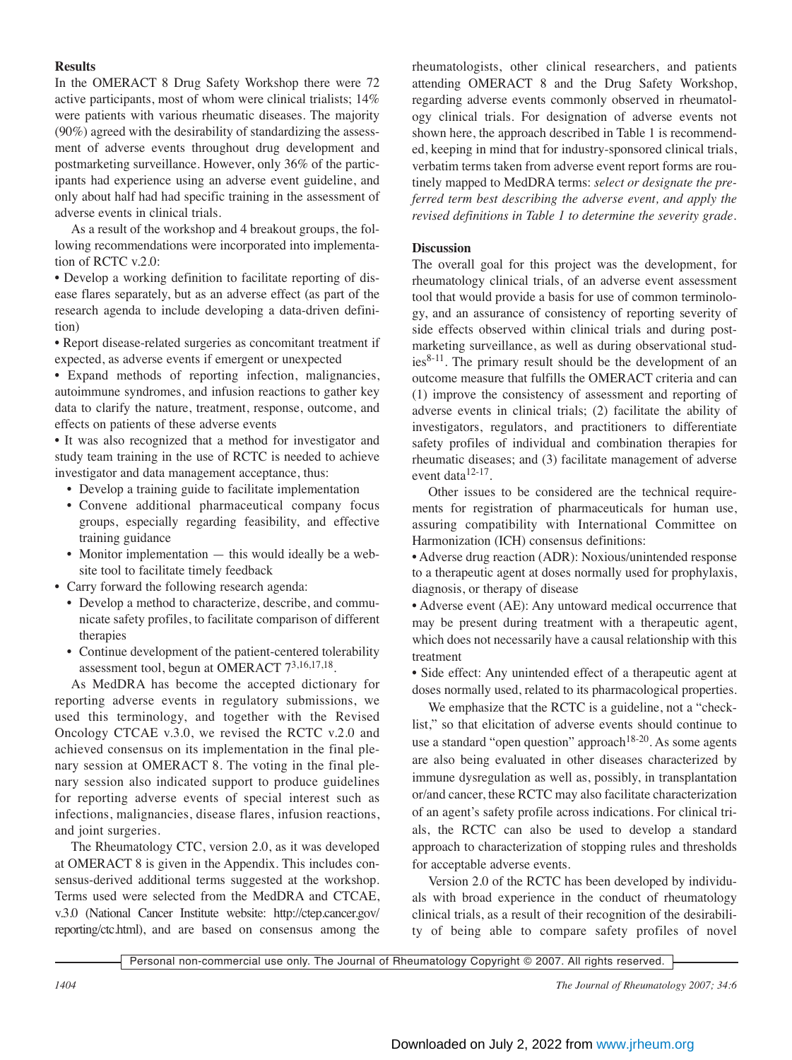## Results

In the OMERACT 8 Drug Safety Workshop there were 72 active participants, most of whom were clinical trialists; 14% were patients with various rheumatic diseases. The majority (90%) agreed with the desirability of standardizing the assessment of adverse events throughout drug development and postmarketing surveillance. However, only 36% of the participants had experience using an adverse event guideline, and only about half had had specific training in the assessment of adverse events in clinical trials.

As a result of the workshop and 4 breakout groups, the following recommendations were incorporated into implementation of RCTC v.2.0:

- Develop a working definition to facilitate reporting of disease flares separately, but as an adverse effect (as part of the research agenda to include developing a data-driven definition)
- Report disease-related surgeries as concomitant treatment if expected, as adverse events if emergent or unexpected
- Expand methods of reporting infection, malignancies, autoimmune syndromes, and infusion reactions to gather key data to clarify the nature, treatment, response, outcome, and effects on patients of these adverse events
- It was also recognized that a method for investigator and study team training in the use of RCTC is needed to achieve investigator and data management acceptance, thus:
  - Develop a training guide to facilitate implementation
  - Convene additional pharmaceutical company focus groups, especially regarding feasibility, and effective training guidance
  - Monitor implementation — this would ideally be a website tool to facilitate timely feedback
- Carry forward the following research agenda:
  - Develop a method to characterize, describe, and communicate safety profiles, to facilitate comparison of different therapies
  - Continue development of the patient-centered tolerability assessment tool, begun at OMERACT 7[3,16,17,18].

As MedDRA has become the accepted dictionary for reporting adverse events in regulatory submissions, we used this terminology, and together with the Revised Oncology CTCAE v.3.0, we revised the RCTC v.2.0 and achieved consensus on its implementation in the final plenary session at OMERACT 8. The voting in the final plenary session also indicated support to produce guidelines for reporting adverse events of special interest such as infections, malignancies, disease flares, infusion reactions, and joint surgeries.

The Rheumatology CTC, version 2.0, as it was developed at OMERACT 8 is given in the Appendix. This includes consensus-derived additional terms suggested at the workshop. Terms used were selected from the MedDRA and CTCAE, v.3.0 (National Cancer Institute website: http://ctep.cancer.gov/reporting/ctc.html), and are based on consensus among the rheumatologists, other clinical researchers, and patients attending OMERACT 8 and the Drug Safety Workshop, regarding adverse events commonly observed in rheumatology clinical trials. For designation of adverse events not shown here, the approach described in Table 1 is recommended, keeping in mind that for industry-sponsored clinical trials, verbatim terms taken from adverse event report forms are routinely mapped to MedDRA terms: *select or designate the preferred term best describing the adverse event, and apply the revised definitions in Table 1 to determine the severity grade.*

## Discussion

The overall goal for this project was the development, for rheumatology clinical trials, of an adverse event assessment tool that would provide a basis for use of common terminology, and an assurance of consistency of reporting severity of side effects observed within clinical trials and during postmarketing surveillance, as well as during observational studies[8-11]. The primary result should be the development of an outcome measure that fulfills the OMERACT criteria and can (1) improve the consistency of assessment and reporting of adverse events in clinical trials; (2) facilitate the ability of investigators, regulators, and practitioners to differentiate safety profiles of individual and combination therapies for rheumatic diseases; and (3) facilitate management of adverse event data[12-17].

Other issues to be considered are the technical requirements for registration of pharmaceuticals for human use, assuring compatibility with International Committee on Harmonization (ICH) consensus definitions:

- Adverse drug reaction (ADR): Noxious/unintended response to a therapeutic agent at doses normally used for prophylaxis, diagnosis, or therapy of disease
- Adverse event (AE): Any untoward medical occurrence that may be present during treatment with a therapeutic agent, which does not necessarily have a causal relationship with this treatment
- Side effect: Any unintended effect of a therapeutic agent at doses normally used, related to its pharmacological properties.

We emphasize that the RCTC is a guideline, not a "checklist," so that elicitation of adverse events should continue to use a standard "open question" approach[18-20]. As some agents are also being evaluated in other diseases characterized by immune dysregulation as well as, possibly, in transplantation or/and cancer, these RCTC may also facilitate characterization of an agent's safety profile across indications. For clinical trials, the RCTC can also be used to develop a standard approach to characterization of stopping rules and thresholds for acceptable adverse events.

Version 2.0 of the RCTC has been developed by individuals with broad experience in the conduct of rheumatology clinical trials, as a result of their recognition of the desirability of being able to compare safety profiles of novel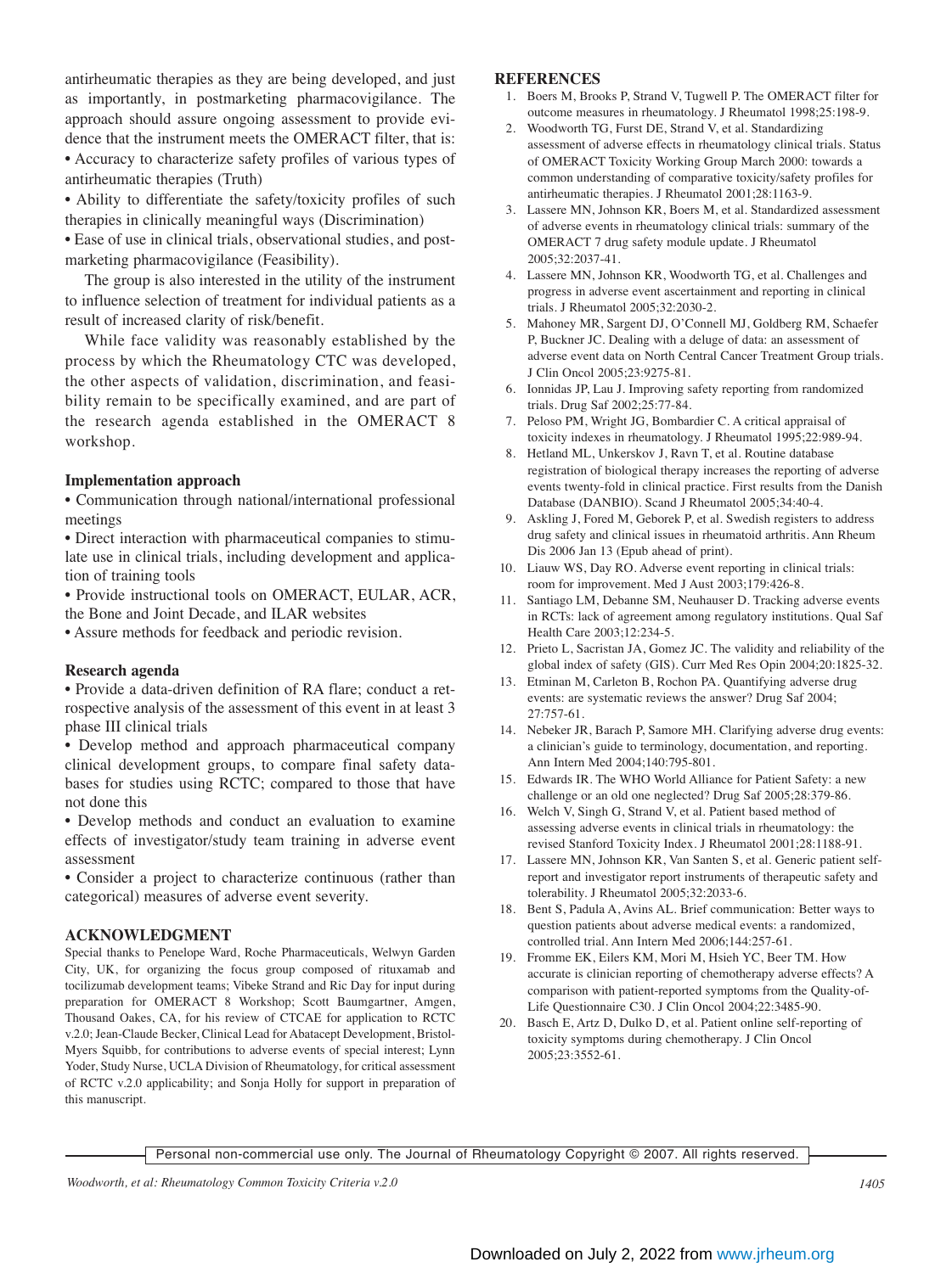antirheumatic therapies as they are being developed, and just as importantly, in postmarketing pharmacovigilance. The approach should assure ongoing assessment to provide evidence that the instrument meets the OMERACT filter, that is:

• Accuracy to characterize safety profiles of various types of antirheumatic therapies (Truth)

• Ability to differentiate the safety/toxicity profiles of such therapies in clinically meaningful ways (Discrimination)

• Ease of use in clinical trials, observational studies, and postmarketing pharmacovigilance (Feasibility).

The group is also interested in the utility of the instrument to influence selection of treatment for individual patients as a result of increased clarity of risk/benefit.

While face validity was reasonably established by the process by which the Rheumatology CTC was developed, the other aspects of validation, discrimination, and feasibility remain to be specifically examined, and are part of the research agenda established in the OMERACT 8 workshop.

### Implementation approach

• Communication through national/international professional meetings

• Direct interaction with pharmaceutical companies to stimulate use in clinical trials, including development and application of training tools

• Provide instructional tools on OMERACT, EULAR, ACR, the Bone and Joint Decade, and ILAR websites

• Assure methods for feedback and periodic revision.

### Research agenda

• Provide a data-driven definition of RA flare; conduct a retrospective analysis of the assessment of this event in at least 3 phase III clinical trials

• Develop method and approach pharmaceutical company clinical development groups, to compare final safety databases for studies using RCTC; compared to those that have not done this

• Develop methods and conduct an evaluation to examine effects of investigator/study team training in adverse event assessment

• Consider a project to characterize continuous (rather than categorical) measures of adverse event severity.

## ACKNOWLEDGMENT

Special thanks to Penelope Ward, Roche Pharmaceuticals, Welwyn Garden City, UK, for organizing the focus group composed of rituxamab and tocilizumab development teams; Vibeke Strand and Ric Day for input during preparation for OMERACT 8 Workshop; Scott Baumgartner, Amgen, Thousand Oakes, CA, for his review of CTCAE for application to RCTC v.2.0; Jean-Claude Becker, Clinical Lead for Abatacept Development, Bristol-Myers Squibb, for contributions to adverse events of special interest; Lynn Yoder, Study Nurse, UCLA Division of Rheumatology, for critical assessment of RCTC v.2.0 applicability; and Sonja Holly for support in preparation of this manuscript.

## REFERENCES

1. Boers M, Brooks P, Strand V, Tugwell P. The OMERACT filter for outcome measures in rheumatology. J Rheumatol 1998;25:198-9.
2. Woodworth TG, Furst DE, Strand V, et al. Standardizing assessment of adverse effects in rheumatology clinical trials. Status of OMERACT Toxicity Working Group March 2000: towards a common understanding of comparative toxicity/safety profiles for antirheumatic therapies. J Rheumatol 2001;28:1163-9.
3. Lassere MN, Johnson KR, Boers M, et al. Standardized assessment of adverse events in rheumatology clinical trials: summary of the OMERACT 7 drug safety module update. J Rheumatol 2005;32:2037-41.
4. Lassere MN, Johnson KR, Woodworth TG, et al. Challenges and progress in adverse event ascertainment and reporting in clinical trials. J Rheumatol 2005;32:2030-2.
5. Mahoney MR, Sargent DJ, O'Connell MJ, Goldberg RM, Schaefer P, Buckner JC. Dealing with a deluge of data: an assessment of adverse event data on North Central Cancer Treatment Group trials. J Clin Oncol 2005;23:9275-81.
6. Ionnidas JP, Lau J. Improving safety reporting from randomized trials. Drug Saf 2002;25:77-84.
7. Peloso PM, Wright JG, Bombardier C. A critical appraisal of toxicity indexes in rheumatology. J Rheumatol 1995;22:989-94.
8. Hetland ML, Unkerskov J, Ravn T, et al. Routine database registration of biological therapy increases the reporting of adverse events twenty-fold in clinical practice. First results from the Danish Database (DANBIO). Scand J Rheumatol 2005;34:40-4.
9. Askling J, Fored M, Geborek P, et al. Swedish registers to address drug safety and clinical issues in rheumatoid arthritis. Ann Rheum Dis 2006 Jan 13 (Epub ahead of print).
10. Liauw WS, Day RO. Adverse event reporting in clinical trials: room for improvement. Med J Aust 2003;179:426-8.
11. Santiago LM, Debanne SM, Neuhauser D. Tracking adverse events in RCTs: lack of agreement among regulatory institutions. Qual Saf Health Care 2003;12:234-5.
12. Prieto L, Sacristan JA, Gomez JC. The validity and reliability of the global index of safety (GIS). Curr Med Res Opin 2004;20:1825-32.
13. Etminan M, Carleton B, Rochon PA. Quantifying adverse drug events: are systematic reviews the answer? Drug Saf 2004; 27:757-61.
14. Nebeker JR, Barach P, Samore MH. Clarifying adverse drug events: a clinician's guide to terminology, documentation, and reporting. Ann Intern Med 2004;140:795-801.
15. Edwards IR. The WHO World Alliance for Patient Safety: a new challenge or an old one neglected? Drug Saf 2005;28:379-86.
16. Welch V, Singh G, Strand V, et al. Patient based method of assessing adverse events in clinical trials in rheumatology: the revised Stanford Toxicity Index. J Rheumatol 2001;28:1188-91.
17. Lassere MN, Johnson KR, Van Santen S, et al. Generic patient self-report and investigator report instruments of therapeutic safety and tolerability. J Rheumatol 2005;32:2033-6.
18. Bent S, Padula A, Avins AL. Brief communication: Better ways to question patients about adverse medical events: a randomized, controlled trial. Ann Intern Med 2006;144:257-61.
19. Fromme EK, Eilers KM, Mori M, Hsieh YC, Beer TM. How accurate is clinician reporting of chemotherapy adverse effects? A comparison with patient-reported symptoms from the Quality-of-Life Questionnaire C30. J Clin Oncol 2004;22:3485-90.
20. Basch E, Artz D, Dulko D, et al. Patient online self-reporting of toxicity symptoms during chemotherapy. J Clin Oncol 2005;23:3552-61.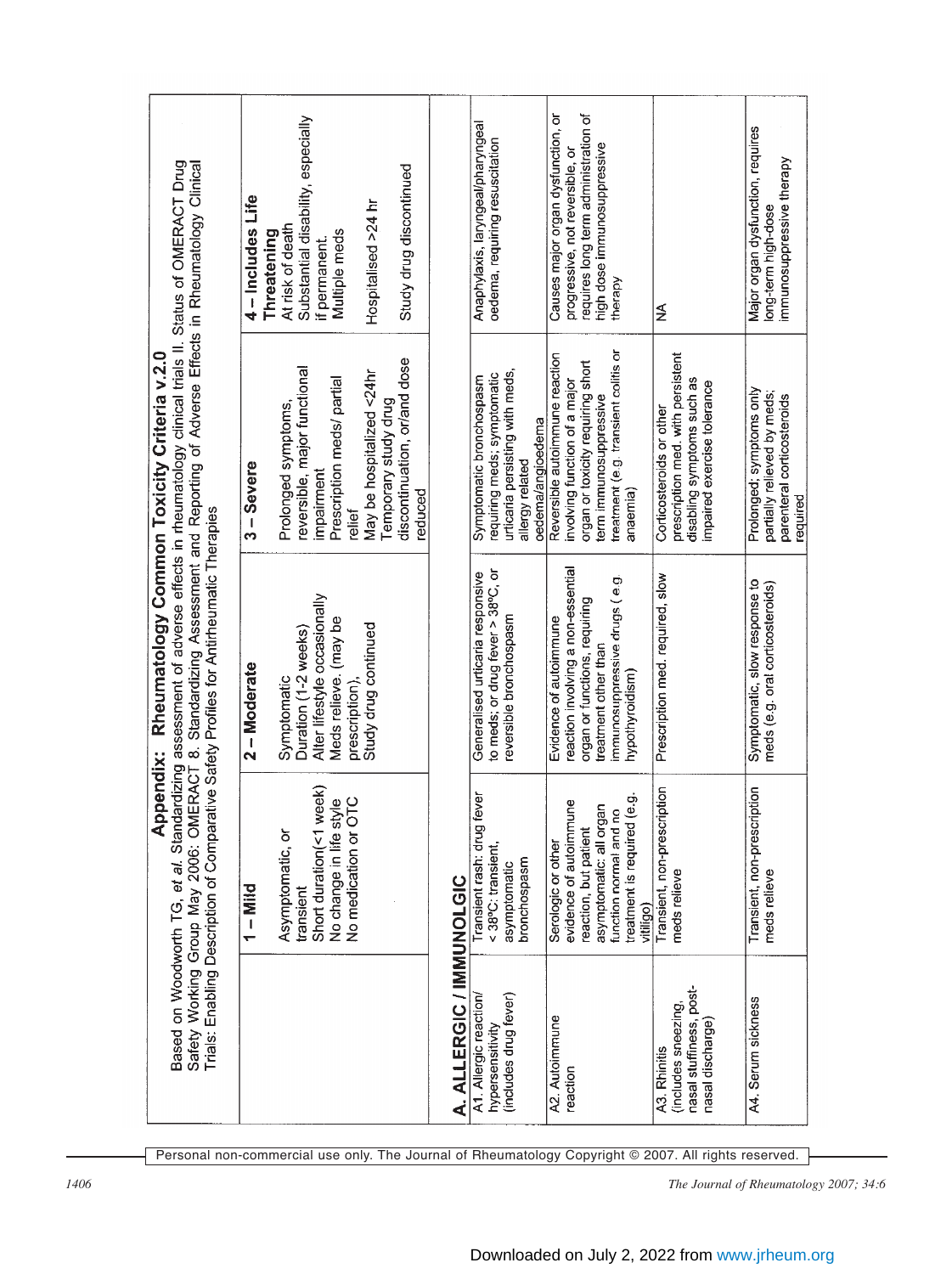# Appendix: Rheumatology Common Toxicity Criteria v.2.0

Based on Woodworth TG, *et al*. Standardizing assessment of adverse effects in rheumatology clinical trials II. Status of OMERACT Drug Safety Working Group May 2006: OMERACT 8. Standardizing Assessment and Reporting of Adverse Effects in Rheumatology Clinical Trials: Enabling Description of Comparative Safety Profiles for Antirheumatic Therapies

| | 1 – Mild | 2 – Moderate | 3 – Severe | 4 – Includes Life Threatening |
|---|---|---|---|---|
| | Asymptomatic, or transient<br>Short duration(<1 week)<br>No change in life style<br>No medication or OTC | Symptomatic<br>Duration (1-2 weeks)<br>Alter lifestyle occasionally<br>Meds relieve. (may be prescription),<br>Study drug continued | Prolonged symptoms, reversible, major functional impairment<br>Prescription meds/ partial relief<br>May be hospitalized <24hr<br>Temporary study drug discontinuation, or/and dose reduced | At risk of death<br>Substantial disability, especially if permanent.<br>Multiple meds<br>Hospitalised >24 hr<br>Study drug discontinued |
| **A. ALLERGIC / IMMUNOLGIC** | | | | |
| A1. Allergic reaction/ hypersensitivity (includes drug fever) | Transient rash; drug fever < 38ºC; transient, asymptomatic bronchospasm | Generalised urticaria responsive to meds; or drug fever > 38ºC, or reversible bronchospasm | Symptomatic bronchospasm requiring meds; symptomatic urticaria persisting with meds, allergy related oedema/angioedema | Anaphylaxis, laryngeal/pharyngeal oedema, requiring resuscitation |
| A2. Autoimmune reaction | Serologic or other evidence of autoimmune reaction, but patient asymptomatic: all organ function normal and no treatment is required (e.g. vitiligo) | Evidence of autoimmune reaction involving a non-essential organ or functions, requiring treatment other than immunosuppressive drugs (e.g. hypothyroidism) | Reversible autoimmune reaction involving function of a major organ or toxicity requiring short term immunosuppressive treatment (e.g. transient colitis or anaemia) | Causes major organ dysfunction, or progressive, not reversible, or requires long term administration of high dose immunosuppressive therapy |
| A3. Rhinitis (includes sneezing, nasal stuffiness, post-nasal discharge) | Transient, non-prescription meds relieve | Prescription med. required, slow | Corticosteroids or other prescription med. with persistent disabling symptoms such as impaired exercise tolerance | NA |
| A4. Serum sickness | Transient, non-prescription meds relieve | Symptomatic, slow response to meds (e.g. oral corticosteroids) | Prolonged; symptoms only partially relieved by meds; parenteral corticosteroids required | Major organ dysfunction, requires long-term high-dose immunosuppressive therapy |

Personal non-commercial use only. The Journal of Rheumatology Copyright © 2007. All rights reserved.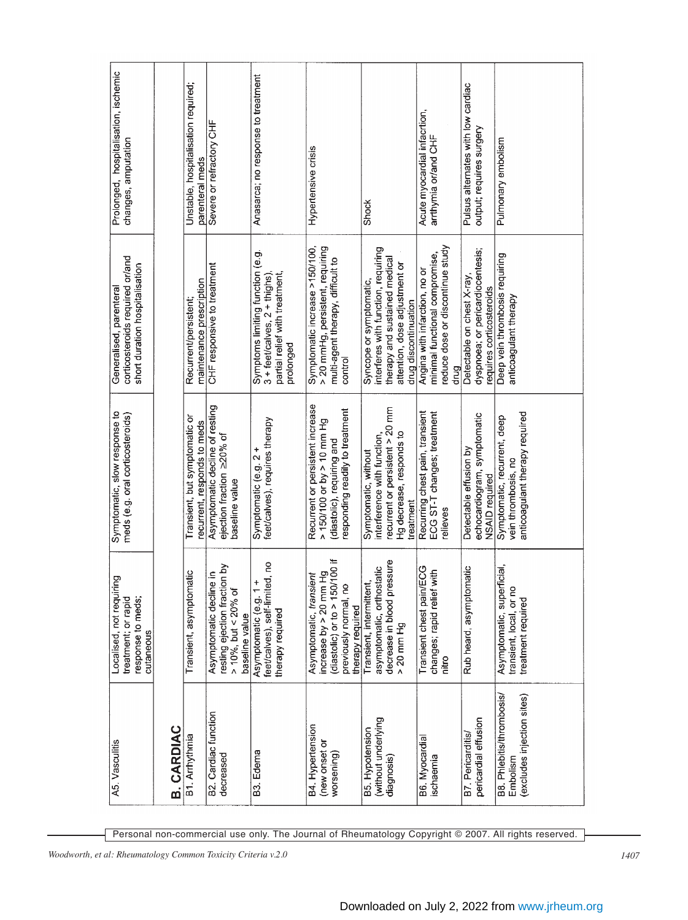| | | | | |
|---|---|---|---|---|
| A5. Vasculitis | Localised, not requiring treatment; or rapid response to meds; cutaneous | Symptomatic, slow response to meds (e.g. oral corticosteroids) | Generalised, parenteral corticosteroids required or/and short duration hospitalisation | Prolonged, hospitalisation, ischemic changes, amputation |
| **B. CARDIAC** | | | | |
| B1. Arrhythmia | Transient, asymptomatic | Transient, but symptomatic or recurrent, responds to meds | Recurrent/persistent; maintenance prescription | Unstable, hospitalisation required; parenteral meds |
| B2. Cardiac function decreased | Asymptomatic decline in resting ejection fraction by > 10%, but < 20% of baseline value | Asymptomatic decline of resting ejection fraction ≥20% of baseline value | CHF responsive to treatment | Severe or refractory CHF |
| B3. Edema | Asymptomatic (e.g. 1 + feet/calves), self-limited, no therapy required | Symptomatic (e.g. 2 + feet/calves), requires therapy | Symptoms limiting function (e.g. 3 + feet/calves, 2 + thighs), partial relief with treatment, prolonged | Anasarca; no response to treatment |
| B4. Hypertension (new onset or worsening) | Asymptomatic, *transient* increase by > 20 mm Hg (diastolic) or to > 150/100 if previously normal, no therapy required | Recurrent or persistent increase > 150/100 or by > 10 mm Hg (diastolic), requiring and responding readily to treatment | Symptomatic increase >150/100, > 20 mmHg, persistent, requiring multi-agent therapy, difficult to control | Hypertensive crisis |
| B5. Hypotension (without underlying diagnosis) | Transient, intermittent, asymptomatic, orthostatic decrease in blood pressure > 20 mm Hg | Symptomatic, without interference with function, recurrent or persistent > 20 mm Hg decrease, responds to treatment | Syncope or symptomatic, interferes with function, requiring therapy and sustained medical attention, dose adjustment or drug discontinuation | Shock |
| B6. Myocardial ischaemia | Transient chest pain/ECG changes; rapid relief with nitro | Recurring chest pain, transient ECG ST-T changes; treatment relieves | Angina with infarction, no or minimal functional compromise, reduce dose or discontinue study drug | Acute myocardial infarction, arrthymia or/and CHF |
| B7. Pericarditis/ pericardial effusion | Rub heard, asymptomatic | Detectable effusion by echocardiogram, symptomatic NSAID required | Detectable on chest X-ray, dyspnoea; or pericardiocentesis; requires corticosteroids | Pulsus alternates with low cardiac output; requires surgery |
| B8. Phlebitis/thrombosis/ Embolism (excludes injection sites) | Asymptomatic, superficial, transient, local, or no treatment required | Symptomatic, recurrent, deep vein thrombosis, no anticoagulant therapy required | Deep vein thrombosis requiring anticoagulant therapy | Pulmonary embolism |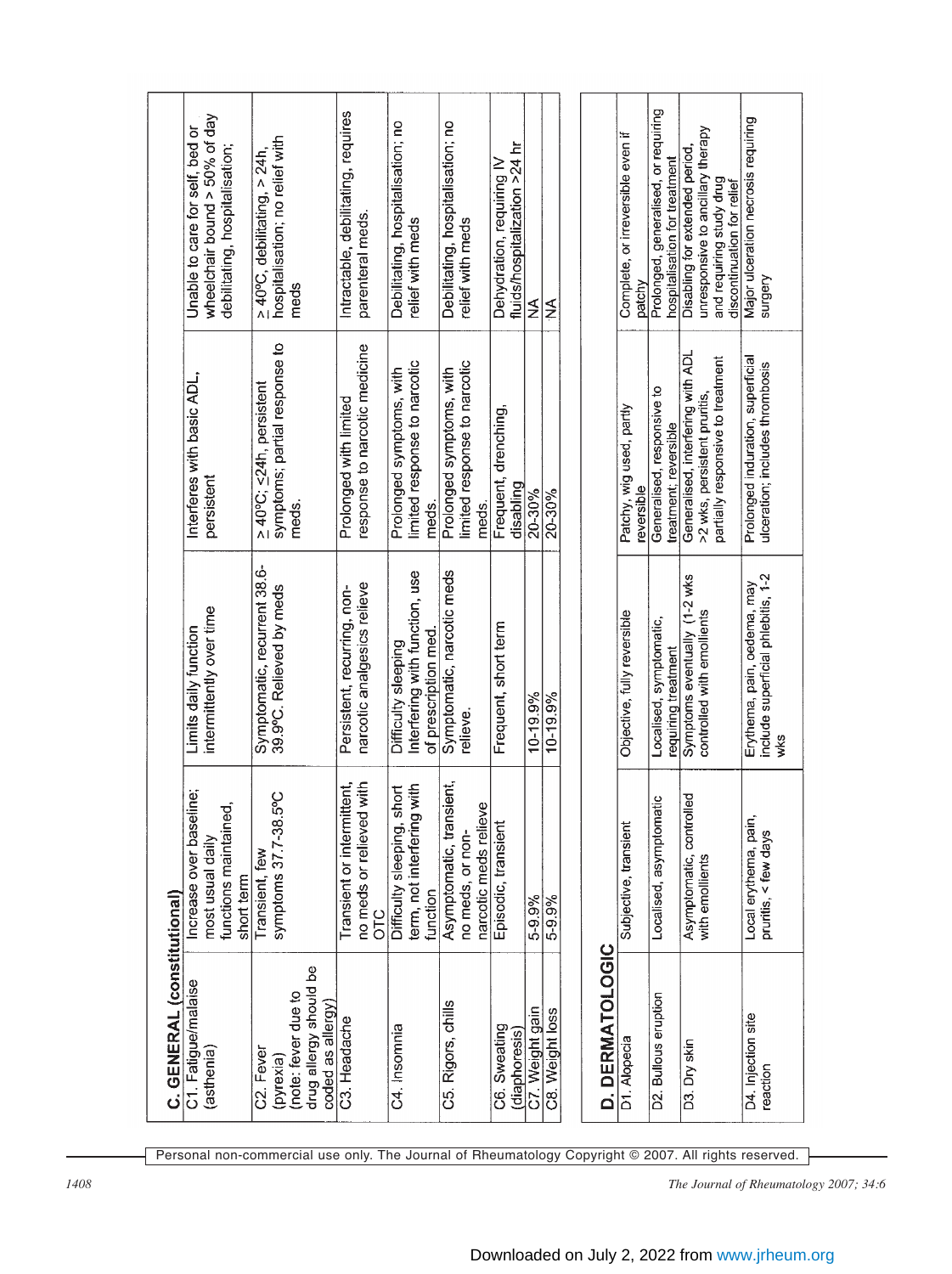| C. GENERAL (constitutional) | | | | |
|---|---|---|---|---|
| C1. Fatigue/malaise (asthenia) | Increase over baseline; most usual daily functions maintained, short term | Limits daily function intermittently over time | Interferes with basic ADL, persistent | Unable to care for self, bed or wheelchair bound > 50% of day debilitating, hospitalisation; |
| C2. Fever (pyrexia) (note: fever due to drug allergy should be coded as allergy) | Transient, few symptoms 37.7-38.5ºC | Symptomatic, recurrent 38.6-39.9ºC. Relieved by meds | > 40ºC; ≤24h, persistent symptoms; partial response to meds. | ≥ 40ºC, debilitating, > 24h, hospitalisation; no relief with meds |
| C3. Headache | Transient or intermittent, no meds or relieved with OTC | Persistent, recurring, non-narcotic analgesics relieve | Prolonged with limited response to narcotic medicine | Intractable, debilitating, requires parenteral meds. |
| C4. Insomnia | Difficulty sleeping, short term, not interfering with function | Difficulty sleeping Interfering with function, use of prescription med. | Prolonged symptoms, with limited response to narcotic meds. | Debilitating, hospitalisation; no relief with meds |
| C5. Rigors, chills | Asymptomatic, transient, no meds, or non-narcotic meds relieve | Symptomatic, narcotic meds relieve. | Prolonged symptoms, with limited response to narcotic meds. | Debilitating, hospitalisation; no relief with meds |
| C6. Sweating (diaphoresis) | Episodic, transient | Frequent, short term | Frequent, drenching, disabling | Dehydration, requiring IV fluids/hospitalization >24 hr |
| C7. Weight gain | 5-9.9% | 10-19.9% | 20-30% | NA |
| C8. Weight loss | 5-9.9% | 10-19.9% | 20-30% | NA |

| D. DERMATOLOGIC | | | | |
|---|---|---|---|---|
| D1. Alopecia | Subjective, transient | Objective, fully reversible | Patchy, wig used, partly reversible | Complete, or irreversible even if patchy |
| D2. Bullous eruption | Localised, asymptomatic | Localised, symptomatic, requiring treatment | Generalised, responsive to treatment; reversible | Prolonged, generalised, or requiring hospitalisation for treatment |
| D3. Dry skin | Asymptomatic, controlled with emollients | Symptoms eventually (1-2 wks controlled with emollients | Generalised, interfering with ADL >2 wks, persistent pruritis, partially responsive to treatment | Disabling for extended period, unresponsive to ancillary therapy and requiring study drug discontinuation for relief |
| D4. Injection site reaction | Local erythema, pain, pruritis, < few days | Erythema, pain, oedema, may include superficial phlebitis, 1-2 wks | Prolonged induration, superficial ulceration; includes thrombosis | Major ulceration necrosis requiring surgery |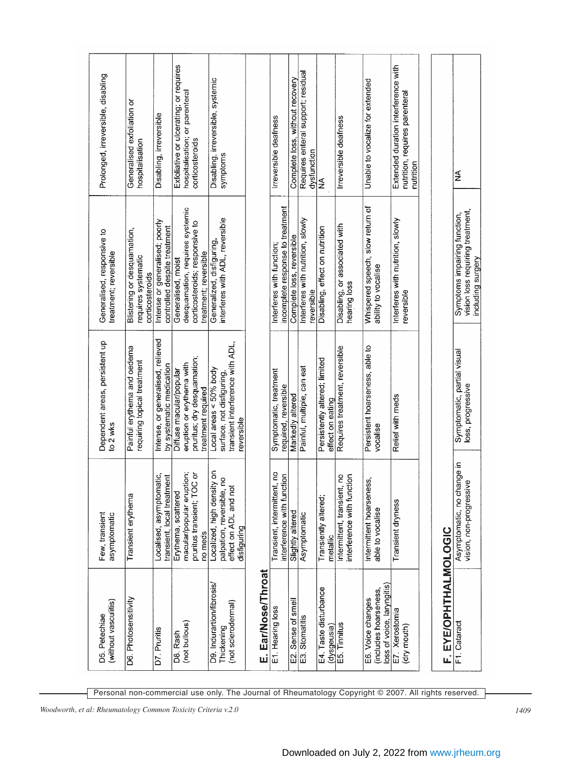| | | | | |
|---|---|---|---|---|
| D5. Petechiae (without vasculitis) | Few, transient asymptomatic | Dependent areas, persistent up to 2 wks | Generalised, responsive to treatment; reversible | Prolonged, irreversible, disabling |
| D6. Photosensitivity | Transient erythema | Painful erythema and oedema requiring topical treatment | Blistering or desquamation, requires systematic corticosteroids | Generalised exfoliation or hospitalisation |
| D7. Pruritis | Localised, asymptomatic, transient, local treatment | Intense, or generalised, relieved by systematic medication | Intense or generalised; poorly controlled despite treatment | Disabling, irreversible |
| D8. Rash (not bullous) | Erythema, scattered macular/popular eruption; pruritus transient; TOC or no meds | Diffuse macular/popular eruption or erythema with pruritus; dry desquamation; treatment required | Generalised, moist desquamation, requires systemic corticosteroids; responsive to treatment; reversible | Exfoliative or ulcerating; or requires hospitalisation; or parenteral corticosteroids |
| D9. Induration/fibrosis/ Thickening (not sclerodermal) | Localized, high density on palpation, reversible, no effect on ADL and not disfiguring | Local areas < 50% body surface, not disfiguring, transient interference with ADL, reversible | Generalized, disfiguring, interferes with ADL, reversible | Disabling, irreversible, systemic symptoms |
| **E. Ear/Nose/Throat** | | | | |
| E1. Hearing loss | Transient, intermittent, no interference with function | Symptomatic, treatment required, reversible | Interferes with function; incomplete response to treatment | Irreversible deafness |
| E2. Sense of smell | Slightly altered | Markedly altered | Complete loss, reversible | Complete loss, without recovery |
| E3. Stomatitis | Asymptomatic | Painful, multiple, can eat | Interferes with nutrition, slowly reversible | Requires enteral support; residual dysfunction |
| E4. Taste disturbance (dysgeusia) | Transiently altered; metallic | Persistently altered; limited effect on eating | Disabling, effect on nutrition | NA |
| E5. Tinnitus | Intermittent, transient, no interference with function | Requires treatment, reversible | Disabling, or associated with hearing loss | Irreversible deafness |
| E6. Voice changes (includes hoarseness, loss of voice, laryngitis) | Intermittent hoarseness, able to vocalise | Persistent hoarseness, able to vocalise | Whispered speech, slow return of ability to vocalise | Unable to vocalize for extended |
| E7. Xerostomia (dry mouth) | Transient dryness | Relief with meds | Interferes with nutrition, slowly reversible | Extended duration interference with nutrition, requires parenteral nutrition |
| **F. EYE/OPHTHALMOLOGIC** | | | | |
| F1. Cataract | Asymptomatic, no change in vision, non-progressive | Symptomatic, partial visual loss, progressive | Symptoms impairing function, vision loss requiring treatment, including surgery | NA |

Personal non-commercial use only. The Journal of Rheumatology Copyright © 2007. All rights reserved.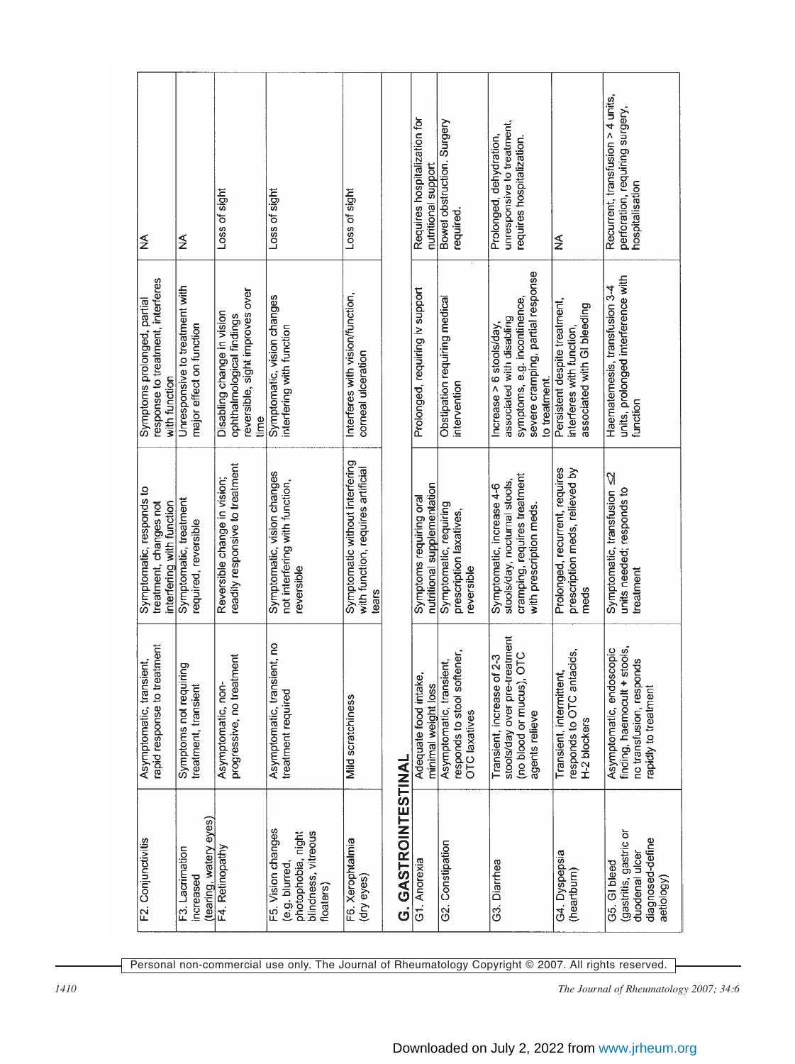| F2. Conjunctivitis | Asymptomatic, transient, rapid response to treatment | Symptomatic, responds to treatment, changes not interfering with function | Symptoms prolonged, partial response to treatment, interferes with function | NA |
|---|---|---|---|---|
| F3. Lacrimation increased (tearing, watery eyes) | Symptoms not requiring treatment, transient | Symptomatic, treatment required, reversible | Unresponsive to treatment with major effect on function | NA |
| F4. Retinopathy | Asymptomatic, non-progressive, no treatment | Reversible change in vision; readily responsive to treatment | Disabling change in vision ophthalmological findings reversible, sight improves over time | Loss of sight |
| F5. Vision changes (e.g. blurred, photophobia, night blindness, vitreous floaters) | Asymptomatic, transient, no treatment required | Symptomatic, vision changes not interfering with function, reversible | Symptomatic, vision changes interfering with function | Loss of sight |
| F6. Xerophtalmia (dry eyes) | Mild scratchiness | Symptomatic without interfering with function, requires artificial tears | Interferes with vision/function, corneal ulceration | Loss of sight |
| **G. GASTROINTESTINAL** | | | | |
| G1. Anorexia | Adequate food intake, minimal weight loss | Symptoms requiring oral nutritional supplementation | Prolonged, requiring iv support | Requires hospitalization for nutritional support |
| G2. Constipation | Asymptomatic, transient, responds to stool softener, OTC laxatives | Symptomatic, requiring prescription laxatives, reversible | Obstipation requiring medical intervention | Bowel obstruction. Surgery required. |
| G3. Diarrhea | Transient, increase of 2-3 stools/day over pre-treatment (no blood or mucus), OTC agents relieve | Symptomatic, increase 4-6 stools/day, nocturnal stools, cramping, requires treatment with prescription meds. | Increase > 6 stools/day, associated with disabling symptoms, e.g. incontinence, severe cramping, partial response to treatment. | Prolonged, dehydration, unresponsive to treatment, requires hospitalization. |
| G4. Dyspepsia (heartburn) | Transient, intermittent, responds to OTC antacids, H-2 blockers | Prolonged, recurrent, requires prescription meds, relieved by meds | Persistent despite treatment, interferes with function, associated with GI bleeding | NA |
| G5. GI bleed (gastritis, gastric or duodenal ulcer diagnosed-define aetiology) | Asymptomatic, endoscopic finding, haemoccult + stools, no transfusion, responds rapidly to treatment | Symptomatic, transfusion ≤2 units needed; responds to treatment | Haematemesis, transfusion 3-4 units, prolonged interference with function | Recurrent, transfusion > 4 units, perforation, requiring surgery, hospitalisation |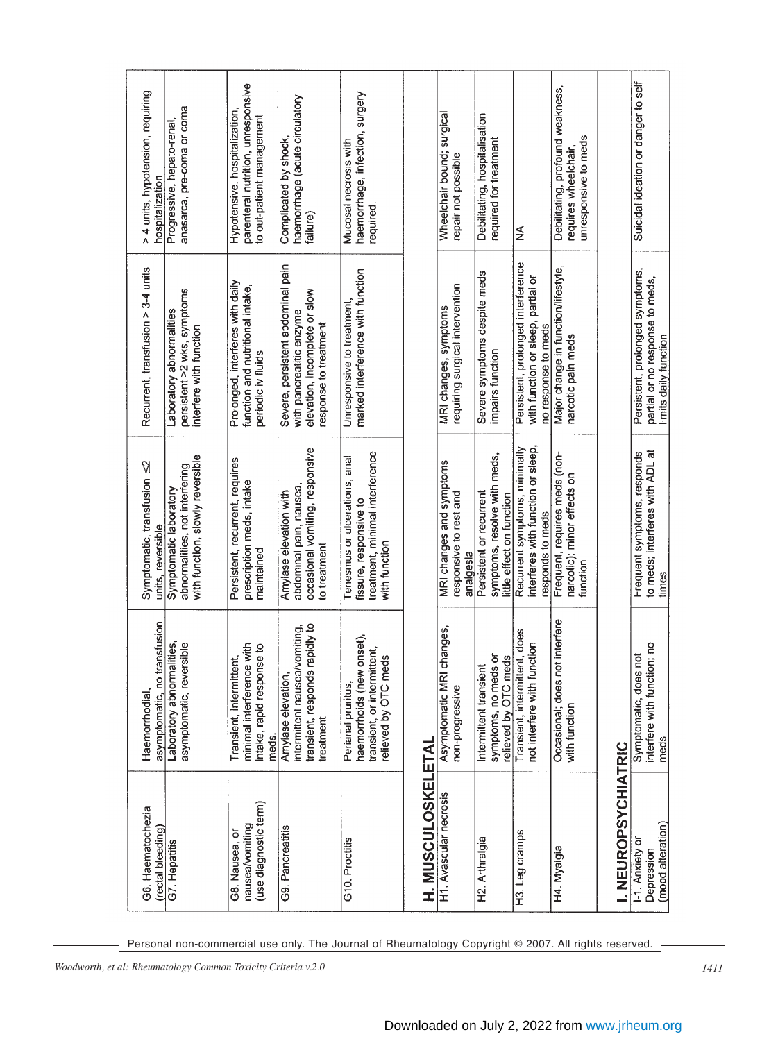| | | | | |
|---|---|---|---|---|
| G6. Haematochezia (rectal bleeding) | Haemorrhodial, asymptomatic, no transfusion | Symptomatic, transfusion ≤2 units, reversible | Recurrent, transfusion > 3-4 units | > 4 units, hypotension, requiring hospitalization |
| G7. Hepatitis | Laboratory abnormalities, asymptomatic, reversible | Symptomatic laboratory abnormalities, not interfering with function, slowly reversible | Laboratory abnormalities persistent >2 wks, symptoms interfere with function | Progressive, hepato-renal, anasarca, pre-coma or coma |
| G8. Nausea, or nausea/vomiting (use diagnostic term) | Transient, intermittent, minimal interference with intake, rapid response to meds. | Persistent, recurrent, requires prescription meds, intake maintained | Prolonged, interferes with daily function and nutritional intake, periodic iv fluids | Hypotensive, hospitalization, parenteral nutrition, unresponsive to out-patient management |
| G9. Pancreatitis | Amylase elevation, intermittent nausea/vomiting, transient, responds rapidly to treatment | Amylase elevation with abdominal pain, nausea, occasional vomiting, responsive to treatment | Severe, persistent abdominal pain with pancreatitic enzyme elevation, incomplete or slow response to treatment | Complicated by shock, haemorrhage (acute circulatory failure) |
| G10. Proctitis | Perianal pruritus, haemorrhoids (new onset), transient, or intermittent, relieved by OTC meds | Tenesmus or ulcerations, anal fissure, responsive to treatment, minimal interference with function | Unresponsive to treatment, marked interference with function | Mucosal necrosis with haemorrhage, infection, surgery required. |
| **H. MUSCULOSKELETAL** | | | | |
| H1. Avascular necrosis | Asymptomatic MRI changes, non-progressive | MRI changes and symptoms responsive to rest and analgesia | MRI changes, symptoms requiring surgical intervention | Wheelchair bound; surgical repair not possible |
| H2. Arthralgia | Intermittent transient symptoms, no meds or relieved by OTC meds | Persistent or recurrent symptoms, resolve with meds, little effect on function | Severe symptoms despite meds impairs function | Debilitating, hospitalisation required for treatment |
| H3. Leg cramps | Transient, intermittent, does not interfere with function | Recurrent symptoms, minimally interferes with function or sleep, responds to meds | Persistent, prolonged interference with function or sleep, partial or no response to meds | NA |
| H4. Myalgia | Occasional; does not interfere with function | Frequent, requires meds (non-narcotic); minor effects on function | Major change in function/lifestyle, narcotic pain meds | Debilitating, profound weakness, requires wheelchair, unresponsive to meds |
| **I. NEUROPSYCHIATRIC** | | | | |
| I-1. Anxiety or Depression (mood alteration) | Symptomatic, does not interfere with function; no meds | Frequent symptoms, responds to meds; interferes with ADL at times | Persistent, prolonged symptoms, partial or no response to meds, limits daily function | Suicidal ideation or danger to self |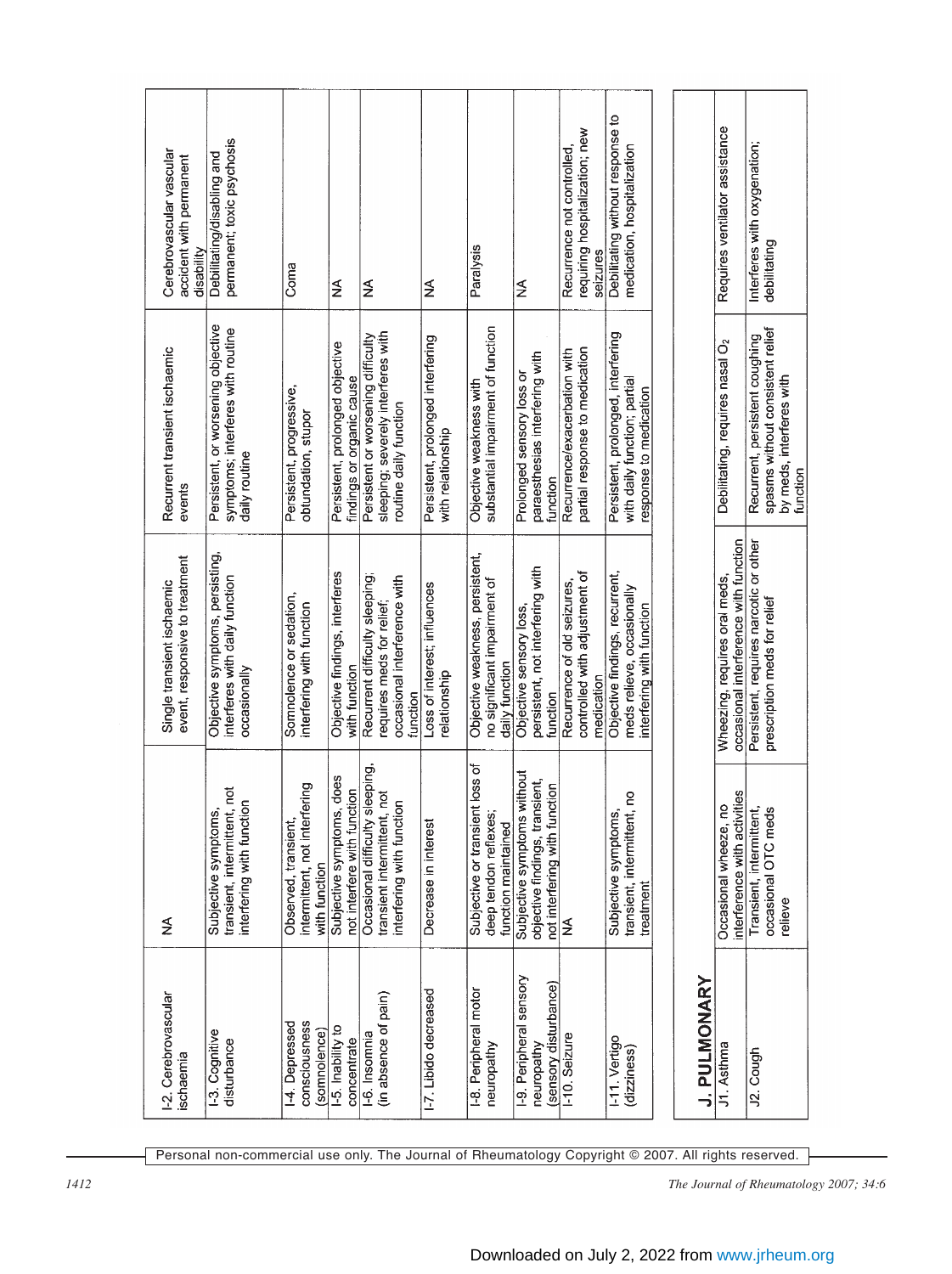| I-2. Cerebrovascular ischaemia | NA | Single transient ischaemic event, responsive to treatment | Recurrent transient ischaemic events | Cerebrovascular vascular accident with permanent disability |
|---|---|---|---|---|
| I-3. Cognitive disturbance | Subjective symptoms, transient, intermittent, not interfering with function | Objective symptoms, persisting, interferes with daily function occasionally | Persistent, or worsening objective symptoms; interferes with routine daily routine | Debilitating/disabling and permanent; toxic psychosis |
| I-4. Depressed consciousness (somnolence) | Observed, transient, intermittent, not interfering with function | Somnolence or sedation, interfering with function | Persistent, progressive, obtundation, stupor | Coma |
| I-5. Inability to concentrate | Subjective symptoms, does not interfere with function | Objective findings, interferes with function | Persistent, prolonged objective findings or organic cause | NA |
| I-6. Insomnia (in absence of pain) | Occasional difficulty sleeping, transient intermittent, not interfering with function | Recurrent difficulty sleeping; requires meds for relief; occasional interference with function | Persistent or worsening difficulty sleeping; severely interferes with routine daily function | NA |
| I-7. Libido decreased | Decrease in interest | Loss of interest; influences relationship | Persistent, prolonged interfering with relationship | NA |
| I-8. Peripheral motor neuropathy | Subjective or transient loss of deep tendon reflexes; function maintained | Objective weakness, persistent, no significant impairment of daily function | Objective weakness with substantial impairment of function | Paralysis |
| I-9. Peripheral sensory neuropathy (sensory disturbance) | Subjective symptoms without objective findings, transient, not interfering with function | Objective sensory loss, persistent, not interfering with function | Prolonged sensory loss or paraesthesias interfering with function | NA |
| I-10. Seizure | NA | Recurrence of old seizures, controlled with adjustment of medication | Recurrence/exacerbation with partial response to medication | Recurrence not controlled, requiring hospitalization; new seizures |
| I-11. Vertigo (dizziness) | Subjective symptoms, transient, intermittent, no treatment | Objective findings, recurrent, meds relieve, occasionally interfering with function | Persistent, prolonged, interfering with daily function; partial response to medication | Debilitating without response to medication, hospitalization |

## J. PULMONARY

| J1. Asthma | Occasional wheeze, no interference with activities | Wheezing, requires oral meds, occasional interference with function | Debilitating, requires nasal $O_2$ | Requires ventilator assistance |
|---|---|---|---|---|
| J2. Cough | Transient, intermittent, occasional OTC meds relieve | Persistent, requires narcotic or other prescription meds for relief | Recurrent, persistent coughing spasms without consistent relief by meds, interferes with function | Interferes with oxygenation; debilitating |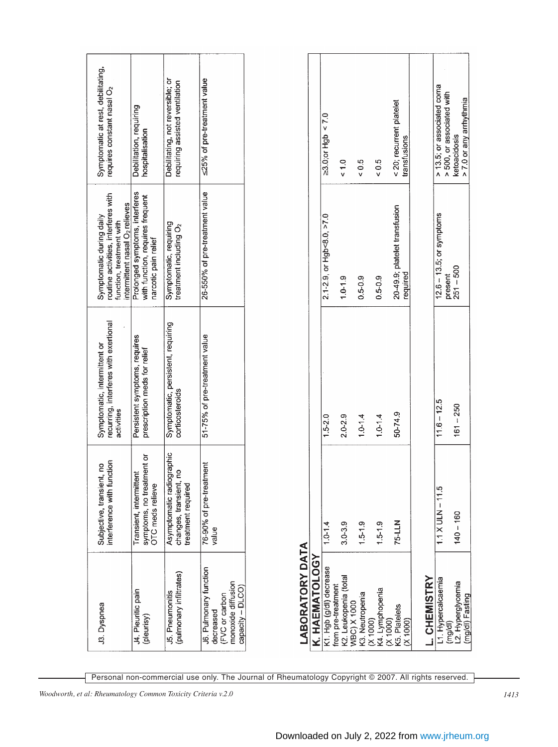| J3. Dyspnea | Subjective, transient, no interference with function | Symptomatic, intermittent or recurring, interferes with exertional activities | Symptomatic during daily function, treatment with routine activities, interferes with intermittent nasal $O_2$ relieves | Symptomatic at rest, debilitating, requires constant nasal $O_2$ |
|---|---|---|---|---|
| J4. Pleuritic pain (pleurisy) | Transient, intermittent symptoms, no treatment or OTC meds relieve | Persistent symptoms, requires prescription meds for relief | Prolonged symptoms, interferes with function, requires frequent narcotic pain relief | Debilitation, requiring hospitalisation |
| J5. Pneumonitis (pulmonary infiltrates) | Asymptomatic radiographic changes, transient, no treatment required | Symptomatic, persistent, requiring corticosteroids | Symptomatic, requiring treatment including $O_2$ | Debilitating, not reversible; or requiring assisted ventilation |
| J6. Pulmonary function decreased (FVC or carbon monoxide diffusion capacity – DLCO) | 76-90% of pre-treatment value | 51-75% of pre-treatment value | 26-550% of pre-treatment value | ≤25% of pre-treatment value |

## LABORATORY DATA

| K. HAEMATOLOGY | | | | |
|---|---|---|---|---|
| K1. Hgb (g/dl) decrease from pre-treatment | 1.0-1.4 | 1.5-2.0 | 2.1-2.9, or Hgb<8.0, >7.0 | ≥3.0;or Hgb < 7.0 |
| K2. Leukopenia (total WBC) X 1000 | 3.0-3.9 | 2.0-2.9 | 1.0-1.9 | < 1.0 |
| K3. Neutropenia (X 1000) | 1.5-1.9 | 1.0-1.4 | 0.5-0.9 | < 0.5 |
| K4. Lymphopenia (X 1000) | 1.5-1.9 | 1.0-1.4 | 0.5-0.9 | < 0.5 |
| K5. Platelets (X 1000) | 75-LLN | 50-74.9 | 20-49.9; platelet transfusion required | < 20; recurrent platelet transfusions |

| L. CHEMISTRY | | | | |
|---|---|---|---|---|
| L1. Hypercalcaemia (mg/dl) | 1.1 X ULN – 11.5 | 11.6 – 12.5 | 12.6 – 13.5; or symptoms present | > 13.5; or associated coma |
| L2. Hyperglycemia (mg/dl) Fasting | 140 – 160 | 161 – 250 | 251 – 500 | > 500, or associated with ketoacidosis > 7.0 or any arrhythmia |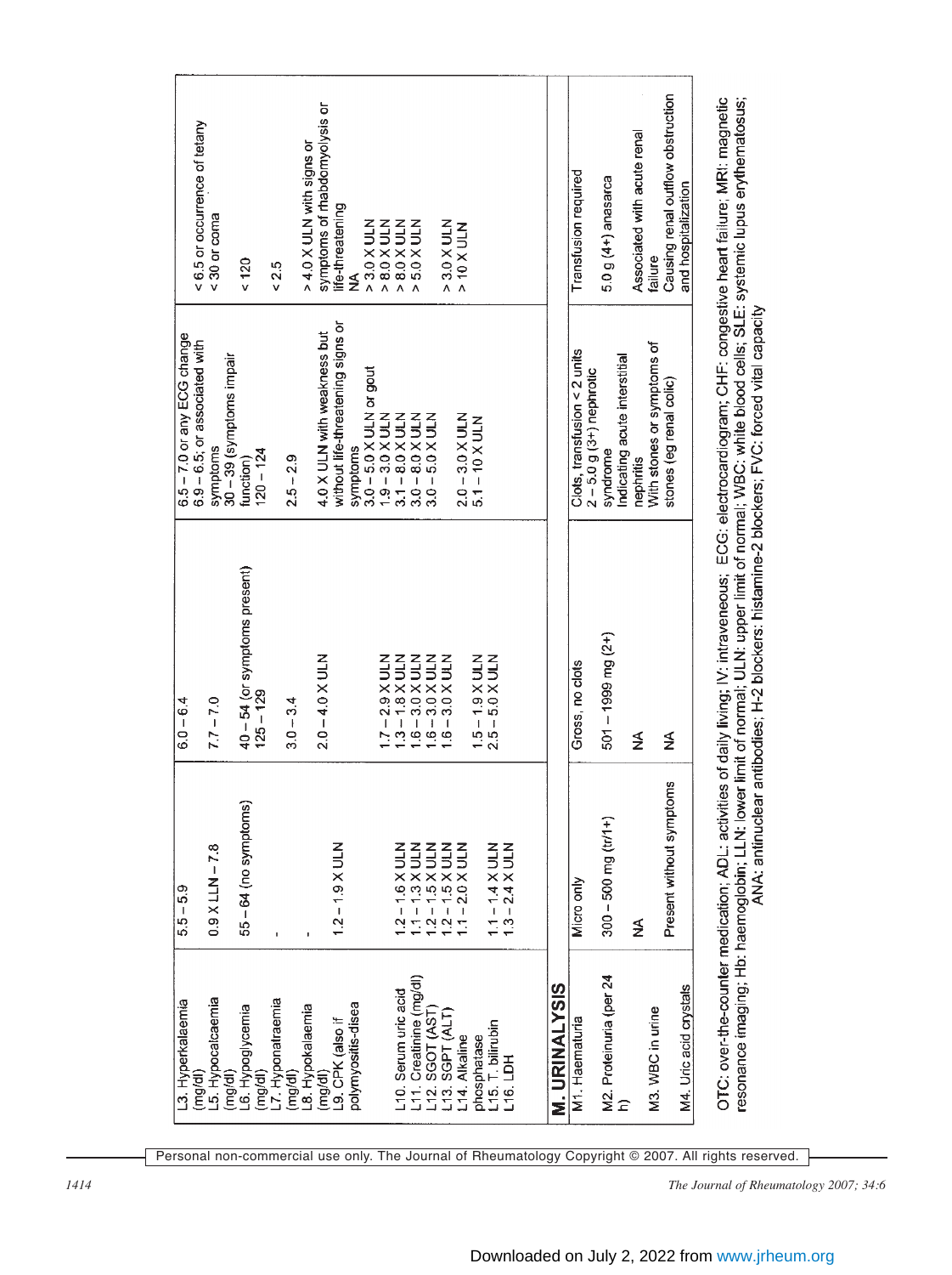| | | | | |
|---|---|---|---|---|
| L3. Hyperkalaemia (mg/dl) | 5.5 – 5.9 | 6.0 – 6.4 | 6.5 – 7.0 or any ECG change | |
| L5. Hypocalcaemia (mg/dl) | 0.9 X LLN – 7.8 | 7.7 – 7.0 | 6.9 – 6.5; or associated with symptoms | < 6.5 or occurrence of tetany |
| L6. Hypoglycemia (mg/dl) | 55 – 64 (no symptoms) | 40 – 54 (or symptoms present) | 30 – 39 (symptoms impair function) | < 30 or coma |
| L7. Hyponatraemia (mg/dl) | - | 125 – 129 | 120 – 124 | < 120 |
| L8. Hypokalaemia (mg/dl) | - | 3.0 – 3.4 | 2.5 – 2.9 | < 2.5 |
| L9. CPK (also if polymyositis-disea | 1.2 – 1.9 X ULN | 2.0 – 4.0 X ULN | 4.0 X ULN with weakness but without life-threatening signs or symptoms | > 4.0 X ULN with signs or symptoms of rhabdomyolysis or life-threatening |
| L10. Serum uric acid | 1.2 – 1.6 X ULN | 1.7 – 2.9 X ULN | 3.0 – 5.0 X ULN or gout | NA |
| L11. Creatinine (mg/dl) | 1.1 – 1.3 X ULN | 1.3 – 1.8 X ULN | 1.9 – 3.0 X ULN | > 3.0 X ULN |
| L12. SGOT (AST) | 1.2 – 1.5 X ULN | 1.6 – 3.0 X ULN | 3.1 – 8.0 X ULN | > 8.0 X ULN |
| L13. SGPT (ALT) | 1.2 – 1.5 X ULN | 1.6 – 3.0 X ULN | 3.0 – 8.0 X ULN | > 8.0 X ULN |
| L14. Alkaline phosphatase | 1.1 – 2.0 X ULN | 1.6 – 3.0 X ULN | 3.0 – 5.0 X ULN | > 5.0 X ULN |
| L15. T. bilirubin | 1.1 – 1.4 X ULN | 1.5 – 1.9 X ULN | 2.0 – 3.0 X ULN | > 3.0 X ULN |
| L16. LDH | 1.3 – 2.4 X ULN | 2.5 – 5.0 X ULN | 5.1 – 10 X ULN | > 10 X ULN |
| **M. URINALYSIS** | | | | |
| M1. Haematuria | Micro only | Gross, no clots | Clots, transfusion < 2 units | Transfusion required |
| M2. Proteinuria (per 24 h) | 300 – 500 mg (tr/1+) | 501 – 1999 mg (2+) | 2 – 5.0 g (3+) nephrotic syndrome | 5.0 g (4+) anasarca |
| M3. WBC in urine | NA | NA | Indicating acute interstitial nephritis | Associated with acute renal failure |
| M4. Uric acid crystals | Present without symptoms | NA | With stones or symptoms of stones (eg renal colic) | Causing renal outflow obstruction and hospitalization |

OTC: over-the-counter medication; ADL: activities of daily living; IV: intraveneous; ECG: electrocardiogram; CHF: congestive heart failure; MRI: magnetic resonance imaging; Hb: haemoglobin; LLN: lower limit of normal; ULN: upper limit of normal; WBC: white blood cells; SLE: systemic lupus erythematosus; ANA: antinuclear antibodies; H-2 blockers: histamine-2 blockers; FVC: forced vital capacity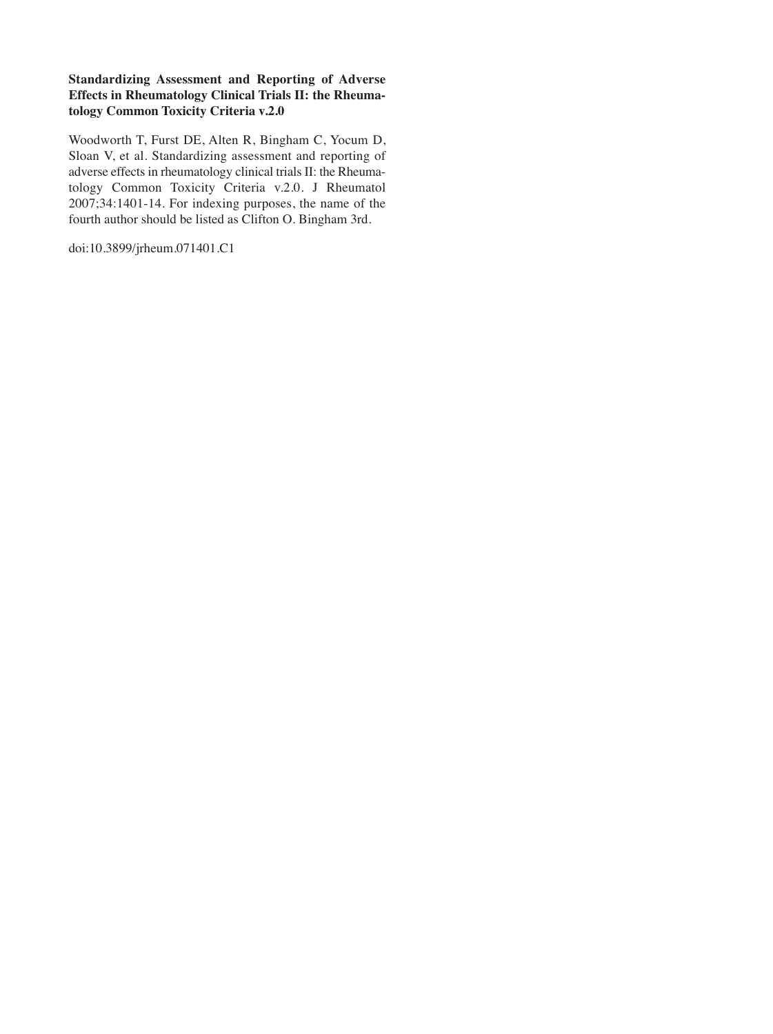**Standardizing Assessment and Reporting of Adverse Effects in Rheumatology Clinical Trials II: the Rheumatology Common Toxicity Criteria v.2.0**

Woodworth T, Furst DE, Alten R, Bingham C, Yocum D, Sloan V, et al. Standardizing assessment and reporting of adverse effects in rheumatology clinical trials II: the Rheumatology Common Toxicity Criteria v.2.0. J Rheumatol 2007;34:1401-14. For indexing purposes, the name of the fourth author should be listed as Clifton O. Bingham 3rd.

doi:10.3899/jrheum.071401.C1